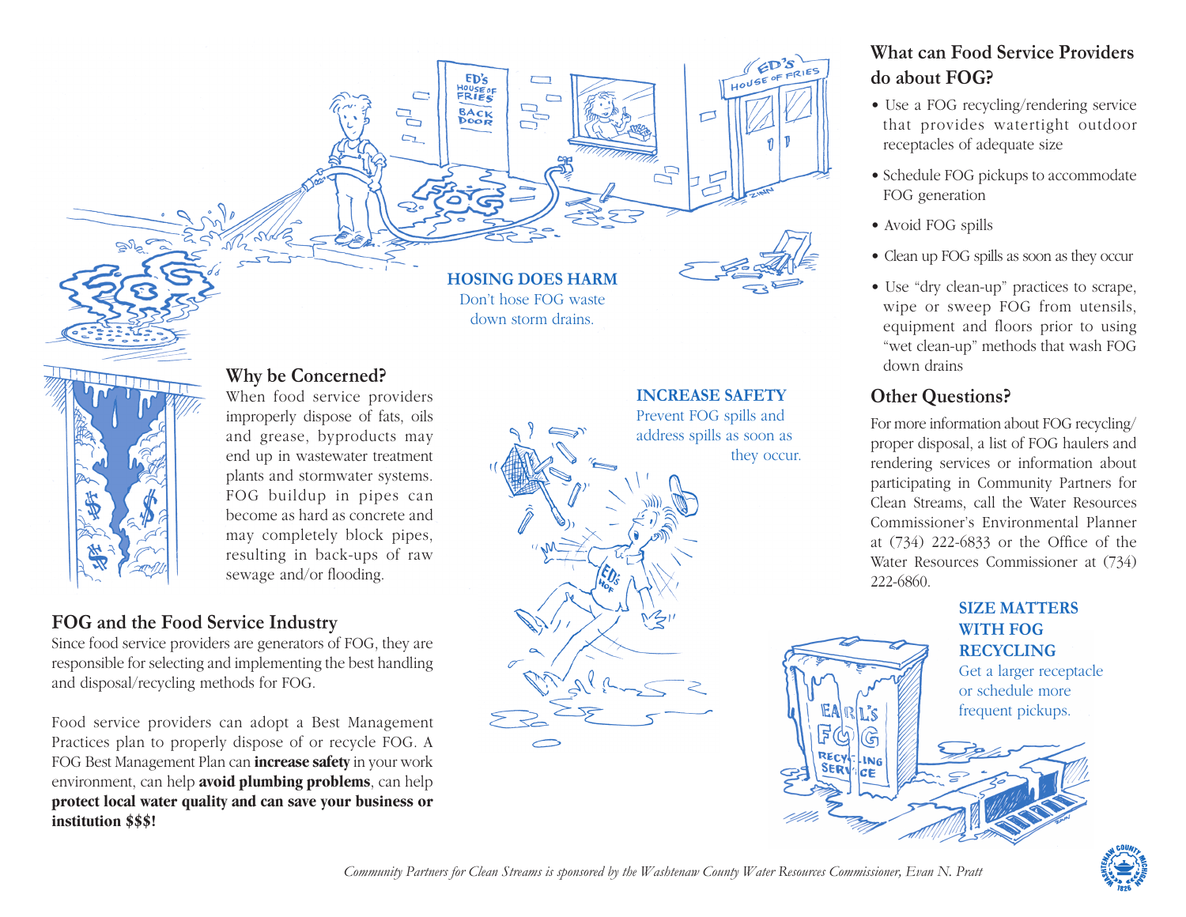**HOSING DOES HARM**
Don't hose FOG waste down storm drains.

## Why be Concerned?

When food service providers improperly dispose of fats, oils and grease, byproducts may end up in wastewater treatment plants and stormwater systems. FOG buildup in pipes can become as hard as concrete and may completely block pipes, resulting in back-ups of raw sewage and/or flooding.

## FOG and the Food Service Industry

Since food service providers are generators of FOG, they are responsible for selecting and implementing the best handling and disposal/recycling methods for FOG.

Food service providers can adopt a Best Management Practices plan to properly dispose of or recycle FOG. A FOG Best Management Plan can **increase safety** in your work environment, can help **avoid plumbing problems**, can help **protect local water quality and can save your business or institution $$$!**

**INCREASE SAFETY**
Prevent FOG spills and address spills as soon as they occur.

## What can Food Service Providers do about FOG?

- Use a FOG recycling/rendering service that provides watertight outdoor receptacles of adequate size
- Schedule FOG pickups to accommodate FOG generation
- Avoid FOG spills
- Clean up FOG spills as soon as they occur
- Use "dry clean-up" practices to scrape, wipe or sweep FOG from utensils, equipment and floors prior to using "wet clean-up" methods that wash FOG down drains

## Other Questions?

For more information about FOG recycling/ proper disposal, a list of FOG haulers and rendering services or information about participating in Community Partners for Clean Streams, call the Water Resources Commissioner's Environmental Planner at (734) 222-6833 or the Office of the Water Resources Commissioner at (734) 222-6860.

**SIZE MATTERS WITH FOG RECYCLING**
Get a larger receptacle or schedule more frequent pickups.

*Community Partners for Clean Streams is sponsored by the Washtenaw County Water Resources Commissioner, Evan N. Pratt*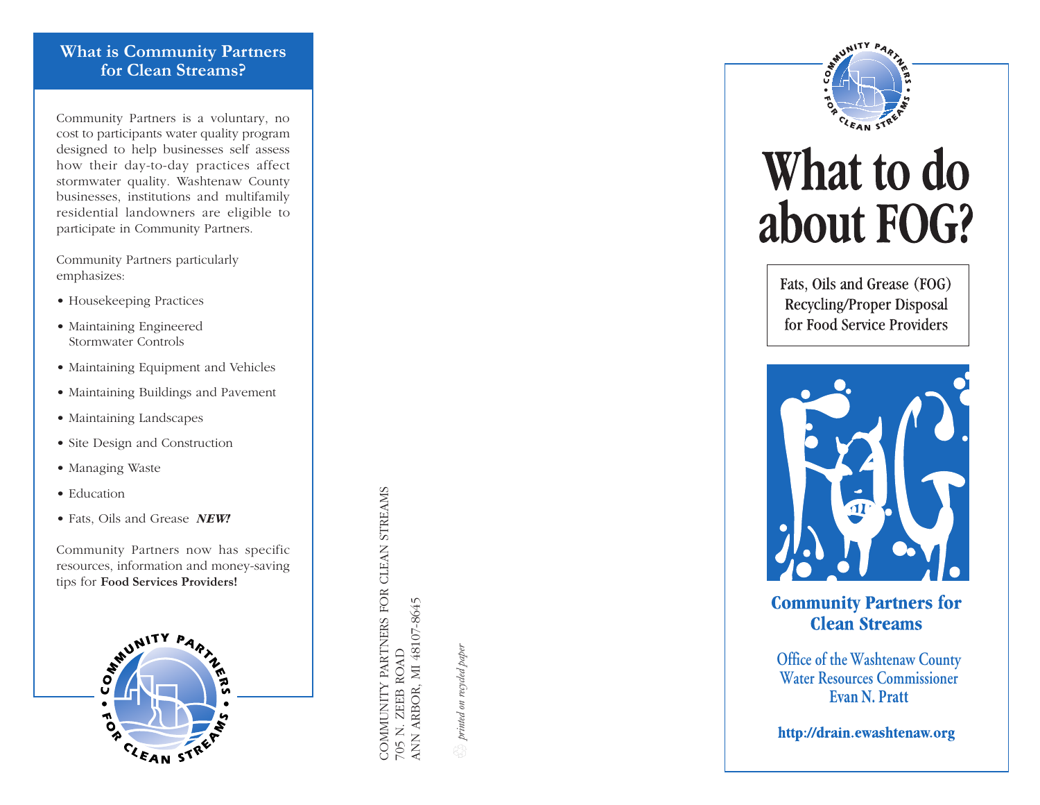## What is Community Partners for Clean Streams?

Community Partners is a voluntary, no cost to participants water quality program designed to help businesses self assess how their day-to-day practices affect stormwater quality. Washtenaw County businesses, institutions and multifamily residential landowners are eligible to participate in Community Partners.

Community Partners particularly emphasizes:

- Housekeeping Practices
- Maintaining Engineered Stormwater Controls
- Maintaining Equipment and Vehicles
- Maintaining Buildings and Pavement
- Maintaining Landscapes
- Site Design and Construction
- Managing Waste
- Education
- Fats, Oils and Grease ***NEW!***

Community Partners now has specific resources, information and money-saving tips for **Food Services Providers!**

COMMUNITY PARTNERS FOR CLEAN STREAMS
705 N. ZEEB ROAD
ANN ARBOR, MI 48107-8645

*printed on recycled paper*

# What to do about FOG?

Fats, Oils and Grease (FOG)
Recycling/Proper Disposal
for Food Service Providers

**Community Partners for Clean Streams**

**Office of the Washtenaw County Water Resources Commissioner**
**Evan N. Pratt**

**http://drain.ewashtenaw.org**